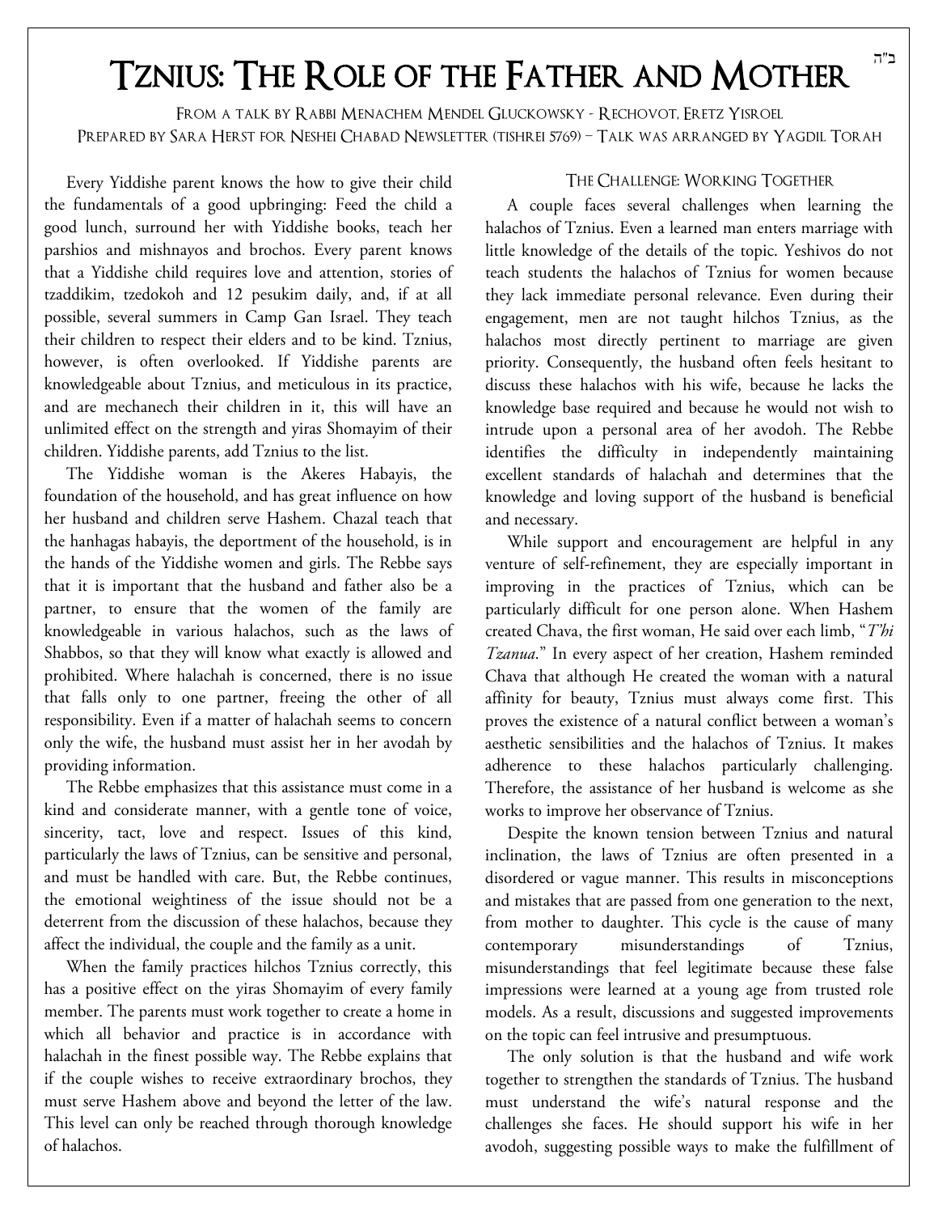ב"ה

# Tznius: The Role of the Father and Mother

From a talk by Rabbi Menachem Mendel Gluckowsky - Rechovot, Eretz Yisroel
Prepared by Sara Herst for Neshei Chabad Newsletter (tishrei 5769) – Talk was arranged by Yagdil Torah

Every Yiddishe parent knows the how to give their child the fundamentals of a good upbringing: Feed the child a good lunch, surround her with Yiddishe books, teach her parshios and mishnayos and brochos. Every parent knows that a Yiddishe child requires love and attention, stories of tzaddikim, tzedokoh and 12 pesukim daily, and, if at all possible, several summers in Camp Gan Israel. They teach their children to respect their elders and to be kind. Tznius, however, is often overlooked. If Yiddishe parents are knowledgeable about Tznius, and meticulous in its practice, and are mechanech their children in it, this will have an unlimited effect on the strength and yiras Shomayim of their children. Yiddishe parents, add Tznius to the list.

The Yiddishe woman is the Akeres Habayis, the foundation of the household, and has great influence on how her husband and children serve Hashem. Chazal teach that the hanhagas habayis, the deportment of the household, is in the hands of the Yiddishe women and girls. The Rebbe says that it is important that the husband and father also be a partner, to ensure that the women of the family are knowledgeable in various halachos, such as the laws of Shabbos, so that they will know what exactly is allowed and prohibited. Where halachah is concerned, there is no issue that falls only to one partner, freeing the other of all responsibility. Even if a matter of halachah seems to concern only the wife, the husband must assist her in her avodah by providing information.

The Rebbe emphasizes that this assistance must come in a kind and considerate manner, with a gentle tone of voice, sincerity, tact, love and respect. Issues of this kind, particularly the laws of Tznius, can be sensitive and personal, and must be handled with care. But, the Rebbe continues, the emotional weightiness of the issue should not be a deterrent from the discussion of these halachos, because they affect the individual, the couple and the family as a unit.

When the family practices hilchos Tznius correctly, this has a positive effect on the yiras Shomayim of every family member. The parents must work together to create a home in which all behavior and practice is in accordance with halachah in the finest possible way. The Rebbe explains that if the couple wishes to receive extraordinary brochos, they must serve Hashem above and beyond the letter of the law. This level can only be reached through thorough knowledge of halachos.

## The Challenge: Working Together

A couple faces several challenges when learning the halachos of Tznius. Even a learned man enters marriage with little knowledge of the details of the topic. Yeshivos do not teach students the halachos of Tznius for women because they lack immediate personal relevance. Even during their engagement, men are not taught hilchos Tznius, as the halachos most directly pertinent to marriage are given priority. Consequently, the husband often feels hesitant to discuss these halachos with his wife, because he lacks the knowledge base required and because he would not wish to intrude upon a personal area of her avodoh. The Rebbe identifies the difficulty in independently maintaining excellent standards of halachah and determines that the knowledge and loving support of the husband is beneficial and necessary.

While support and encouragement are helpful in any venture of self-refinement, they are especially important in improving in the practices of Tznius, which can be particularly difficult for one person alone. When Hashem created Chava, the first woman, He said over each limb, "*T'hi Tzanua*." In every aspect of her creation, Hashem reminded Chava that although He created the woman with a natural affinity for beauty, Tznius must always come first. This proves the existence of a natural conflict between a woman's aesthetic sensibilities and the halachos of Tznius. It makes adherence to these halachos particularly challenging. Therefore, the assistance of her husband is welcome as she works to improve her observance of Tznius.

Despite the known tension between Tznius and natural inclination, the laws of Tznius are often presented in a disordered or vague manner. This results in misconceptions and mistakes that are passed from one generation to the next, from mother to daughter. This cycle is the cause of many contemporary misunderstandings of Tznius, misunderstandings that feel legitimate because these false impressions were learned at a young age from trusted role models. As a result, discussions and suggested improvements on the topic can feel intrusive and presumptuous.

The only solution is that the husband and wife work together to strengthen the standards of Tznius. The husband must understand the wife's natural response and the challenges she faces. He should support his wife in her avodoh, suggesting possible ways to make the fulfillment of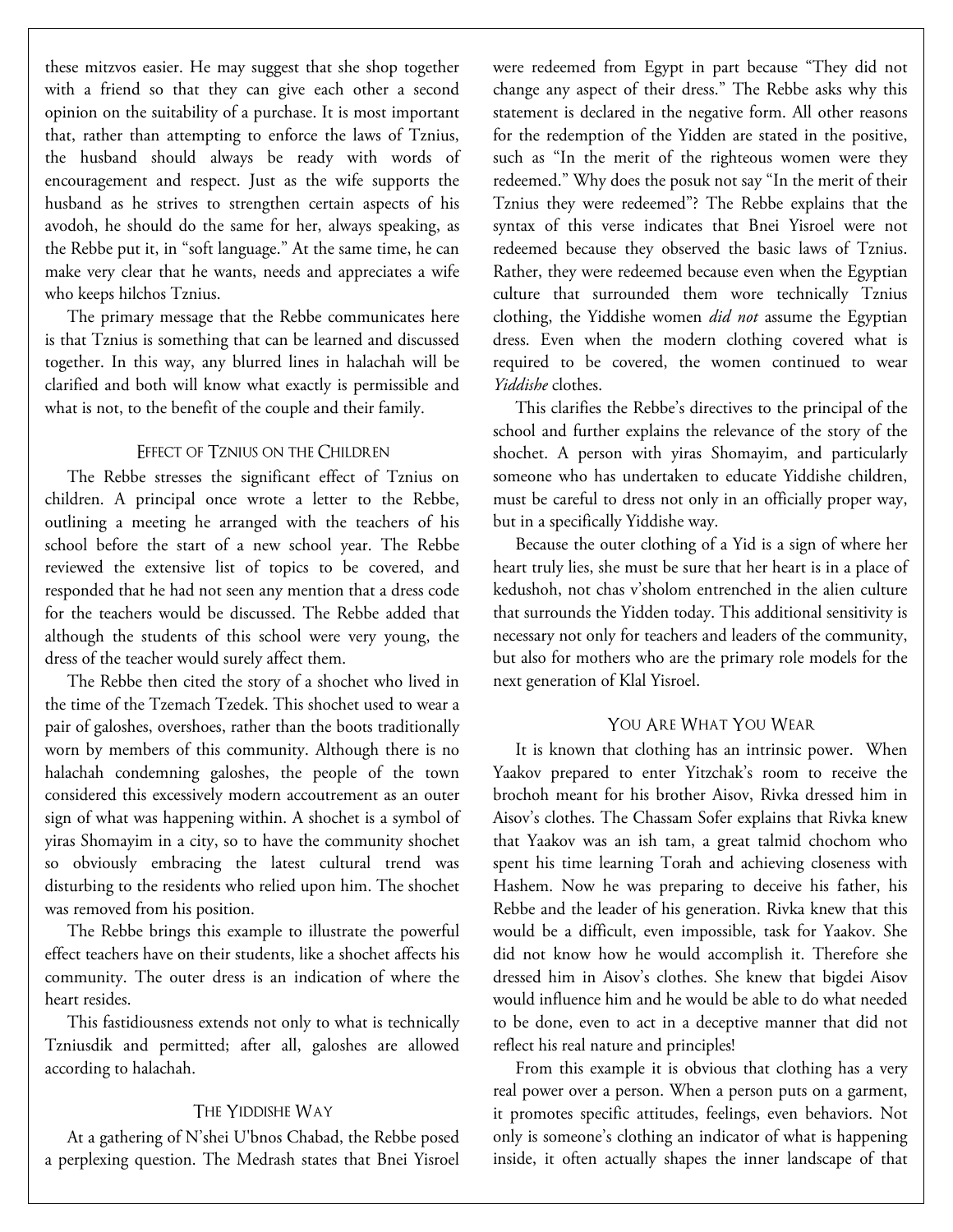these mitzvos easier. He may suggest that she shop together with a friend so that they can give each other a second opinion on the suitability of a purchase. It is most important that, rather than attempting to enforce the laws of Tznius, the husband should always be ready with words of encouragement and respect. Just as the wife supports the husband as he strives to strengthen certain aspects of his avodoh, he should do the same for her, always speaking, as the Rebbe put it, in "soft language." At the same time, he can make very clear that he wants, needs and appreciates a wife who keeps hilchos Tznius.

The primary message that the Rebbe communicates here is that Tznius is something that can be learned and discussed together. In this way, any blurred lines in halachah will be clarified and both will know what exactly is permissible and what is not, to the benefit of the couple and their family.

### Effect of Tznius on the Children

The Rebbe stresses the significant effect of Tznius on children. A principal once wrote a letter to the Rebbe, outlining a meeting he arranged with the teachers of his school before the start of a new school year. The Rebbe reviewed the extensive list of topics to be covered, and responded that he had not seen any mention that a dress code for the teachers would be discussed. The Rebbe added that although the students of this school were very young, the dress of the teacher would surely affect them.

The Rebbe then cited the story of a shochet who lived in the time of the Tzemach Tzedek. This shochet used to wear a pair of galoshes, overshoes, rather than the boots traditionally worn by members of this community. Although there is no halachah condemning galoshes, the people of the town considered this excessively modern accoutrement as an outer sign of what was happening within. A shochet is a symbol of yiras Shomayim in a city, so to have the community shochet so obviously embracing the latest cultural trend was disturbing to the residents who relied upon him. The shochet was removed from his position.

The Rebbe brings this example to illustrate the powerful effect teachers have on their students, like a shochet affects his community. The outer dress is an indication of where the heart resides.

This fastidiousness extends not only to what is technically Tzniusdik and permitted; after all, galoshes are allowed according to halachah.

### The Yiddishe Way

At a gathering of N'shei U'bnos Chabad, the Rebbe posed a perplexing question. The Medrash states that Bnei Yisroel were redeemed from Egypt in part because "They did not change any aspect of their dress." The Rebbe asks why this statement is declared in the negative form. All other reasons for the redemption of the Yidden are stated in the positive, such as "In the merit of the righteous women were they redeemed." Why does the posuk not say "In the merit of their Tznius they were redeemed"? The Rebbe explains that the syntax of this verse indicates that Bnei Yisroel were not redeemed because they observed the basic laws of Tznius. Rather, they were redeemed because even when the Egyptian culture that surrounded them wore technically Tznius clothing, the Yiddishe women *did not* assume the Egyptian dress. Even when the modern clothing covered what is required to be covered, the women continued to wear *Yiddishe* clothes.

This clarifies the Rebbe's directives to the principal of the school and further explains the relevance of the story of the shochet. A person with yiras Shomayim, and particularly someone who has undertaken to educate Yiddishe children, must be careful to dress not only in an officially proper way, but in a specifically Yiddishe way.

Because the outer clothing of a Yid is a sign of where her heart truly lies, she must be sure that her heart is in a place of kedushoh, not chas v'sholom entrenched in the alien culture that surrounds the Yidden today. This additional sensitivity is necessary not only for teachers and leaders of the community, but also for mothers who are the primary role models for the next generation of Klal Yisroel.

### You Are What You Wear

It is known that clothing has an intrinsic power. When Yaakov prepared to enter Yitzchak's room to receive the brochoh meant for his brother Aisov, Rivka dressed him in Aisov's clothes. The Chassam Sofer explains that Rivka knew that Yaakov was an ish tam, a great talmid chochom who spent his time learning Torah and achieving closeness with Hashem. Now he was preparing to deceive his father, his Rebbe and the leader of his generation. Rivka knew that this would be a difficult, even impossible, task for Yaakov. She did not know how he would accomplish it. Therefore she dressed him in Aisov's clothes. She knew that bigdei Aisov would influence him and he would be able to do what needed to be done, even to act in a deceptive manner that did not reflect his real nature and principles!

From this example it is obvious that clothing has a very real power over a person. When a person puts on a garment, it promotes specific attitudes, feelings, even behaviors. Not only is someone's clothing an indicator of what is happening inside, it often actually shapes the inner landscape of that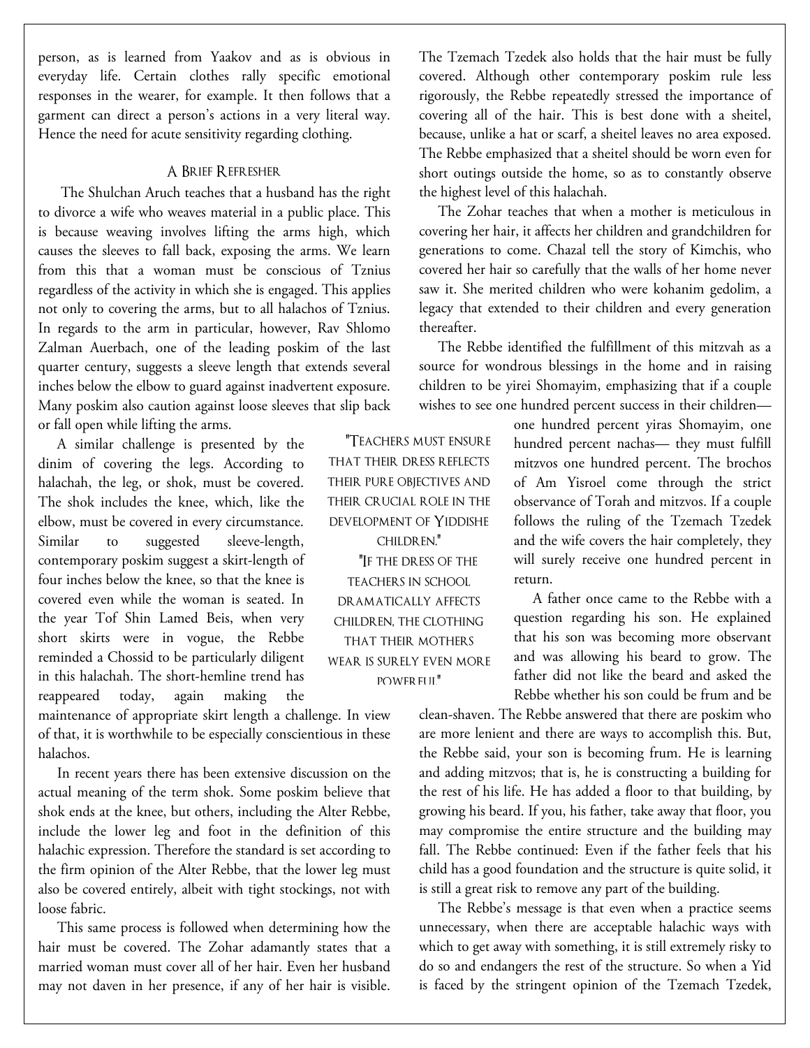person, as is learned from Yaakov and as is obvious in everyday life. Certain clothes rally specific emotional responses in the wearer, for example. It then follows that a garment can direct a person's actions in a very literal way. Hence the need for acute sensitivity regarding clothing.

### A Brief Refresher

The Shulchan Aruch teaches that a husband has the right to divorce a wife who weaves material in a public place. This is because weaving involves lifting the arms high, which causes the sleeves to fall back, exposing the arms. We learn from this that a woman must be conscious of Tznius regardless of the activity in which she is engaged. This applies not only to covering the arms, but to all halachos of Tznius. In regards to the arm in particular, however, Rav Shlomo Zalman Auerbach, one of the leading poskim of the last quarter century, suggests a sleeve length that extends several inches below the elbow to guard against inadvertent exposure. Many poskim also caution against loose sleeves that slip back or fall open while lifting the arms.

A similar challenge is presented by the dinim of covering the legs. According to halachah, the leg, or shok, must be covered. The shok includes the knee, which, like the elbow, must be covered in every circumstance. Similar to suggested sleeve-length, contemporary poskim suggest a skirt-length of four inches below the knee, so that the knee is covered even while the woman is seated. In the year Tof Shin Lamed Beis, when very short skirts were in vogue, the Rebbe reminded a Chossid to be particularly diligent in this halachah. The short-hemline trend has reappeared today, again making the maintenance of appropriate skirt length a challenge. In view of that, it is worthwhile to be especially conscientious in these halachos.

In recent years there has been extensive discussion on the actual meaning of the term shok. Some poskim believe that shok ends at the knee, but others, including the Alter Rebbe, include the lower leg and foot in the definition of this halachic expression. Therefore the standard is set according to the firm opinion of the Alter Rebbe, that the lower leg must also be covered entirely, albeit with tight stockings, not with loose fabric.

This same process is followed when determining how the hair must be covered. The Zohar adamantly states that a married woman must cover all of her hair. Even her husband may not daven in her presence, if any of her hair is visible. The Tzemach Tzedek also holds that the hair must be fully covered. Although other contemporary poskim rule less rigorously, the Rebbe repeatedly stressed the importance of covering all of the hair. This is best done with a sheitel, because, unlike a hat or scarf, a sheitel leaves no area exposed. The Rebbe emphasized that a sheitel should be worn even for short outings outside the home, so as to constantly observe the highest level of this halachah.

The Zohar teaches that when a mother is meticulous in covering her hair, it affects her children and grandchildren for generations to come. Chazal tell the story of Kimchis, who covered her hair so carefully that the walls of her home never saw it. She merited children who were kohanim gedolim, a legacy that extended to their children and every generation thereafter.

The Rebbe identified the fulfillment of this mitzvah as a source for wondrous blessings in the home and in raising children to be yirei Shomayim, emphasizing that if a couple wishes to see one hundred percent success in their children—one hundred percent yiras Shomayim, one hundred percent nachas— they must fulfill mitzvos one hundred percent. The brochos of Am Yisroel come through the strict observance of Torah and mitzvos. If a couple follows the ruling of the Tzemach Tzedek and the wife covers the hair completely, they will surely receive one hundred percent in return.

> "Teachers must ensure that their dress reflects their pure objectives and their crucial role in the development of Yiddishe children."
>
> "If the dress of the teachers in school dramatically affects children, the clothing that their mothers wear is surely even more powerful."

A father once came to the Rebbe with a question regarding his son. He explained that his son was becoming more observant and was allowing his beard to grow. The father did not like the beard and asked the Rebbe whether his son could be frum and be clean-shaven. The Rebbe answered that there are poskim who are more lenient and there are ways to accomplish this. But, the Rebbe said, your son is becoming frum. He is learning and adding mitzvos; that is, he is constructing a building for the rest of his life. He has added a floor to that building, by growing his beard. If you, his father, take away that floor, you may compromise the entire structure and the building may fall. The Rebbe continued: Even if the father feels that his child has a good foundation and the structure is quite solid, it is still a great risk to remove any part of the building.

The Rebbe's message is that even when a practice seems unnecessary, when there are acceptable halachic ways with which to get away with something, it is still extremely risky to do so and endangers the rest of the structure. So when a Yid is faced by the stringent opinion of the Tzemach Tzedek,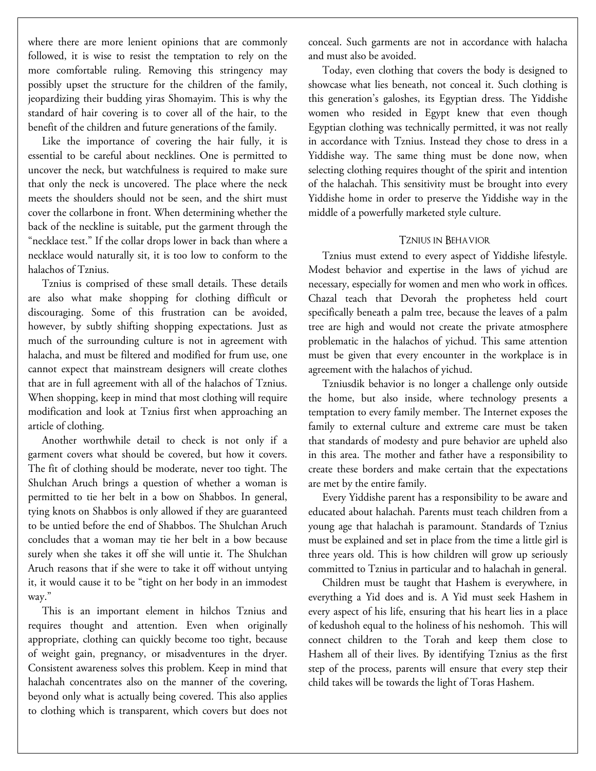where there are more lenient opinions that are commonly followed, it is wise to resist the temptation to rely on the more comfortable ruling. Removing this stringency may possibly upset the structure for the children of the family, jeopardizing their budding yiras Shomayim. This is why the standard of hair covering is to cover all of the hair, to the benefit of the children and future generations of the family.

Like the importance of covering the hair fully, it is essential to be careful about necklines. One is permitted to uncover the neck, but watchfulness is required to make sure that only the neck is uncovered. The place where the neck meets the shoulders should not be seen, and the shirt must cover the collarbone in front. When determining whether the back of the neckline is suitable, put the garment through the "necklace test." If the collar drops lower in back than where a necklace would naturally sit, it is too low to conform to the halachos of Tznius.

Tznius is comprised of these small details. These details are also what make shopping for clothing difficult or discouraging. Some of this frustration can be avoided, however, by subtly shifting shopping expectations. Just as much of the surrounding culture is not in agreement with halacha, and must be filtered and modified for frum use, one cannot expect that mainstream designers will create clothes that are in full agreement with all of the halachos of Tznius. When shopping, keep in mind that most clothing will require modification and look at Tznius first when approaching an article of clothing.

Another worthwhile detail to check is not only if a garment covers what should be covered, but how it covers. The fit of clothing should be moderate, never too tight. The Shulchan Aruch brings a question of whether a woman is permitted to tie her belt in a bow on Shabbos. In general, tying knots on Shabbos is only allowed if they are guaranteed to be untied before the end of Shabbos. The Shulchan Aruch concludes that a woman may tie her belt in a bow because surely when she takes it off she will untie it. The Shulchan Aruch reasons that if she were to take it off without untying it, it would cause it to be "tight on her body in an immodest way."

This is an important element in hilchos Tznius and requires thought and attention. Even when originally appropriate, clothing can quickly become too tight, because of weight gain, pregnancy, or misadventures in the dryer. Consistent awareness solves this problem. Keep in mind that halachah concentrates also on the manner of the covering, beyond only what is actually being covered. This also applies to clothing which is transparent, which covers but does not conceal. Such garments are not in accordance with halacha and must also be avoided.

Today, even clothing that covers the body is designed to showcase what lies beneath, not conceal it. Such clothing is this generation's galoshes, its Egyptian dress. The Yiddishe women who resided in Egypt knew that even though Egyptian clothing was technically permitted, it was not really in accordance with Tznius. Instead they chose to dress in a Yiddishe way. The same thing must be done now, when selecting clothing requires thought of the spirit and intention of the halachah. This sensitivity must be brought into every Yiddishe home in order to preserve the Yiddishe way in the middle of a powerfully marketed style culture.

### Tznius in Behavior

Tznius must extend to every aspect of Yiddishe lifestyle. Modest behavior and expertise in the laws of yichud are necessary, especially for women and men who work in offices. Chazal teach that Devorah the prophetess held court specifically beneath a palm tree, because the leaves of a palm tree are high and would not create the private atmosphere problematic in the halachos of yichud. This same attention must be given that every encounter in the workplace is in agreement with the halachos of yichud.

Tzniusdik behavior is no longer a challenge only outside the home, but also inside, where technology presents a temptation to every family member. The Internet exposes the family to external culture and extreme care must be taken that standards of modesty and pure behavior are upheld also in this area. The mother and father have a responsibility to create these borders and make certain that the expectations are met by the entire family.

Every Yiddishe parent has a responsibility to be aware and educated about halachah. Parents must teach children from a young age that halachah is paramount. Standards of Tznius must be explained and set in place from the time a little girl is three years old. This is how children will grow up seriously committed to Tznius in particular and to halachah in general.

Children must be taught that Hashem is everywhere, in everything a Yid does and is. A Yid must seek Hashem in every aspect of his life, ensuring that his heart lies in a place of kedushoh equal to the holiness of his neshomoh. This will connect children to the Torah and keep them close to Hashem all of their lives. By identifying Tznius as the first step of the process, parents will ensure that every step their child takes will be towards the light of Toras Hashem.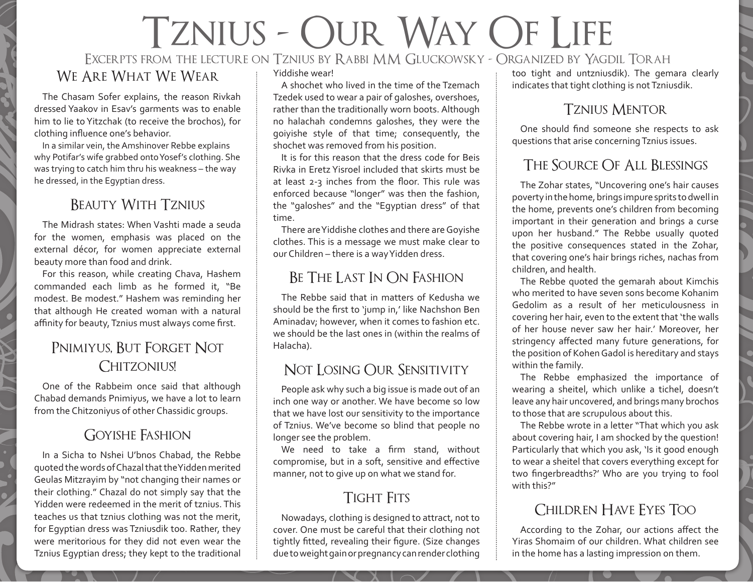# Tznius - Our Way Of Life

Excerpts from the lecture on Tznius by Rabbi MM Gluckowsky - Organized by Yagdil Torah

## We Are What We Wear

The Chasam Sofer explains, the reason Rivkah dressed Yaakov in Esav's garments was to enable him to lie to Yitzchak (to receive the brochos), for clothing influence one's behavior.

In a similar vein, the Amshinover Rebbe explains why Potifar's wife grabbed onto Yosef's clothing. She was trying to catch him thru his weakness – the way he dressed, in the Egyptian dress.

## Beauty With Tznius

The Midrash states: When Vashti made a seuda for the women, emphasis was placed on the external décor, for women appreciate external beauty more than food and drink.

For this reason, while creating Chava, Hashem commanded each limb as he formed it, "Be modest. Be modest." Hashem was reminding her that although He created woman with a natural affinity for beauty, Tznius must always come first.

## Pnimiyus, But Forget Not Chitzonius!

One of the Rabbeim once said that although Chabad demands Pnimiyus, we have a lot to learn from the Chitzoniyus of other Chassidic groups.

## Goyishe Fashion

In a Sicha to Nshei U'bnos Chabad, the Rebbe quoted the words of Chazal that the Yidden merited Geulas Mitzrayim by "not changing their names or their clothing." Chazal do not simply say that the Yidden were redeemed in the merit of tznius. This teaches us that tznius clothing was not the merit, for Egyptian dress was Tzniusdik too. Rather, they were meritorious for they did not even wear the Tznius Egyptian dress; they kept to the traditional Yiddishe wear!

A shochet who lived in the time of the Tzemach Tzedek used to wear a pair of galoshes, overshoes, rather than the traditionally worn boots. Although no halachah condemns galoshes, they were the goiyishe style of that time; consequently, the shochet was removed from his position.

It is for this reason that the dress code for Beis Rivka in Eretz Yisroel included that skirts must be at least 2-3 inches from the floor. This rule was enforced because "longer" was then the fashion, the "galoshes" and the "Egyptian dress" of that time.

There are Yiddishe clothes and there are Goyishe clothes. This is a message we must make clear to our Children – there is a way Yidden dress.

## Be The Last In On Fashion

The Rebbe said that in matters of Kedusha we should be the first to 'jump in,' like Nachshon Ben Aminadav; however, when it comes to fashion etc. we should be the last ones in (within the realms of Halacha).

## Not Losing Our Sensitivity

People ask why such a big issue is made out of an inch one way or another. We have become so low that we have lost our sensitivity to the importance of Tznius. We've become so blind that people no longer see the problem.

We need to take a firm stand, without compromise, but in a soft, sensitive and effective manner, not to give up on what we stand for.

## Tight Fits

Nowadays, clothing is designed to attract, not to cover. One must be careful that their clothing not tightly fitted, revealing their figure. (Size changes due to weight gain or pregnancy can render clothing too tight and untzniusdik). The gemara clearly indicates that tight clothing is not Tzniusdik.

## Tznius Mentor

One should find someone she respects to ask questions that arise concerning Tznius issues.

## The Source Of All Blessings

The Zohar states, "Uncovering one's hair causes poverty in the home, brings impure sprits to dwell in the home, prevents one's children from becoming important in their generation and brings a curse upon her husband." The Rebbe usually quoted the positive consequences stated in the Zohar, that covering one's hair brings riches, nachas from children, and health.

The Rebbe quoted the gemarah about Kimchis who merited to have seven sons become Kohanim Gedolim as a result of her meticulousness in covering her hair, even to the extent that 'the walls of her house never saw her hair.' Moreover, her stringency affected many future generations, for the position of Kohen Gadol is hereditary and stays within the family.

The Rebbe emphasized the importance of wearing a sheitel, which unlike a tichel, doesn't leave any hair uncovered, and brings many brochos to those that are scrupulous about this.

The Rebbe wrote in a letter "That which you ask about covering hair, I am shocked by the question! Particularly that which you ask, 'Is it good enough to wear a sheitel that covers everything except for two fingerbreadths?' Who are you trying to fool with this?"

## Children Have Eyes Too

According to the Zohar, our actions affect the Yiras Shomaim of our children. What children see in the home has a lasting impression on them.